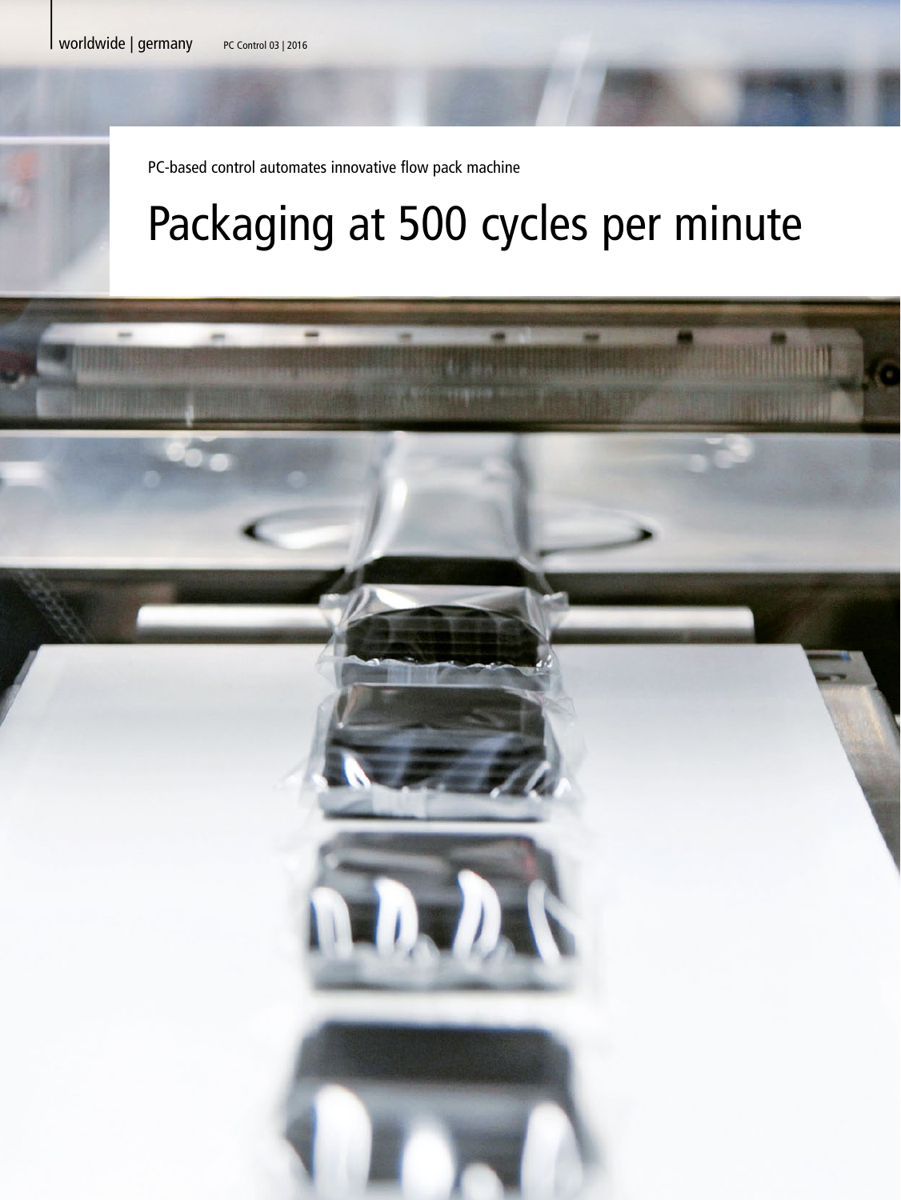PC-based control automates innovative flow pack machine

# Packaging at 500 cycles per minute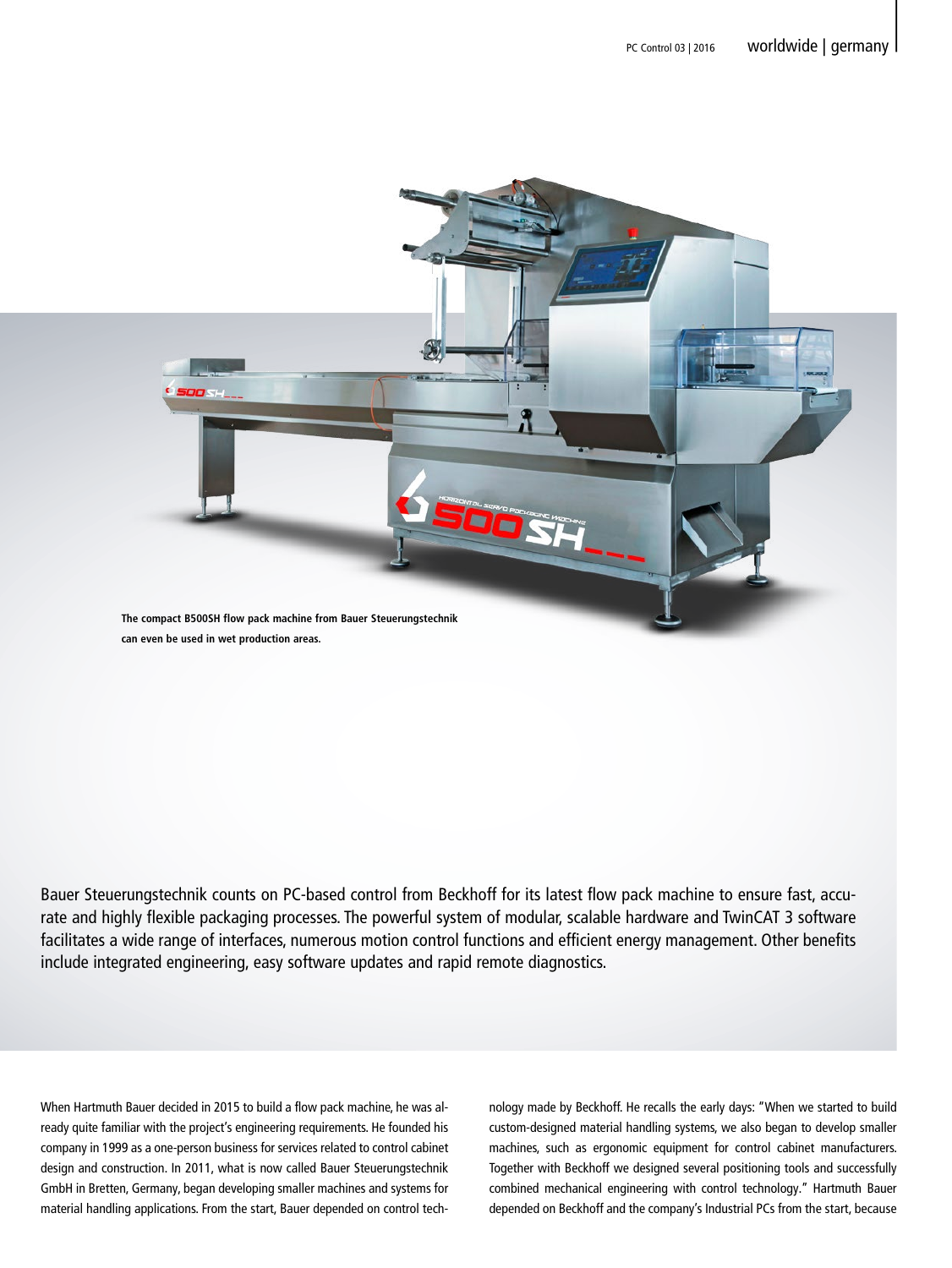The compact B500SH flow pack machine from Bauer Steuerungstechnik can even be used in wet production areas.

Bauer Steuerungstechnik counts on PC-based control from Beckhoff for its latest flow pack machine to ensure fast, accurate and highly flexible packaging processes. The powerful system of modular, scalable hardware and TwinCAT 3 software facilitates a wide range of interfaces, numerous motion control functions and efficient energy management. Other benefits include integrated engineering, easy software updates and rapid remote diagnostics.

When Hartmuth Bauer decided in 2015 to build a flow pack machine, he was already quite familiar with the project's engineering requirements. He founded his company in 1999 as a one-person business for services related to control cabinet design and construction. In 2011, what is now called Bauer Steuerungstechnik GmbH in Bretten, Germany, began developing smaller machines and systems for material handling applications. From the start, Bauer depended on control technology made by Beckhoff. He recalls the early days: "When we started to build custom-designed material handling systems, we also began to develop smaller machines, such as ergonomic equipment for control cabinet manufacturers. Together with Beckhoff we designed several positioning tools and successfully combined mechanical engineering with control technology." Hartmuth Bauer depended on Beckhoff and the company's Industrial PCs from the start, because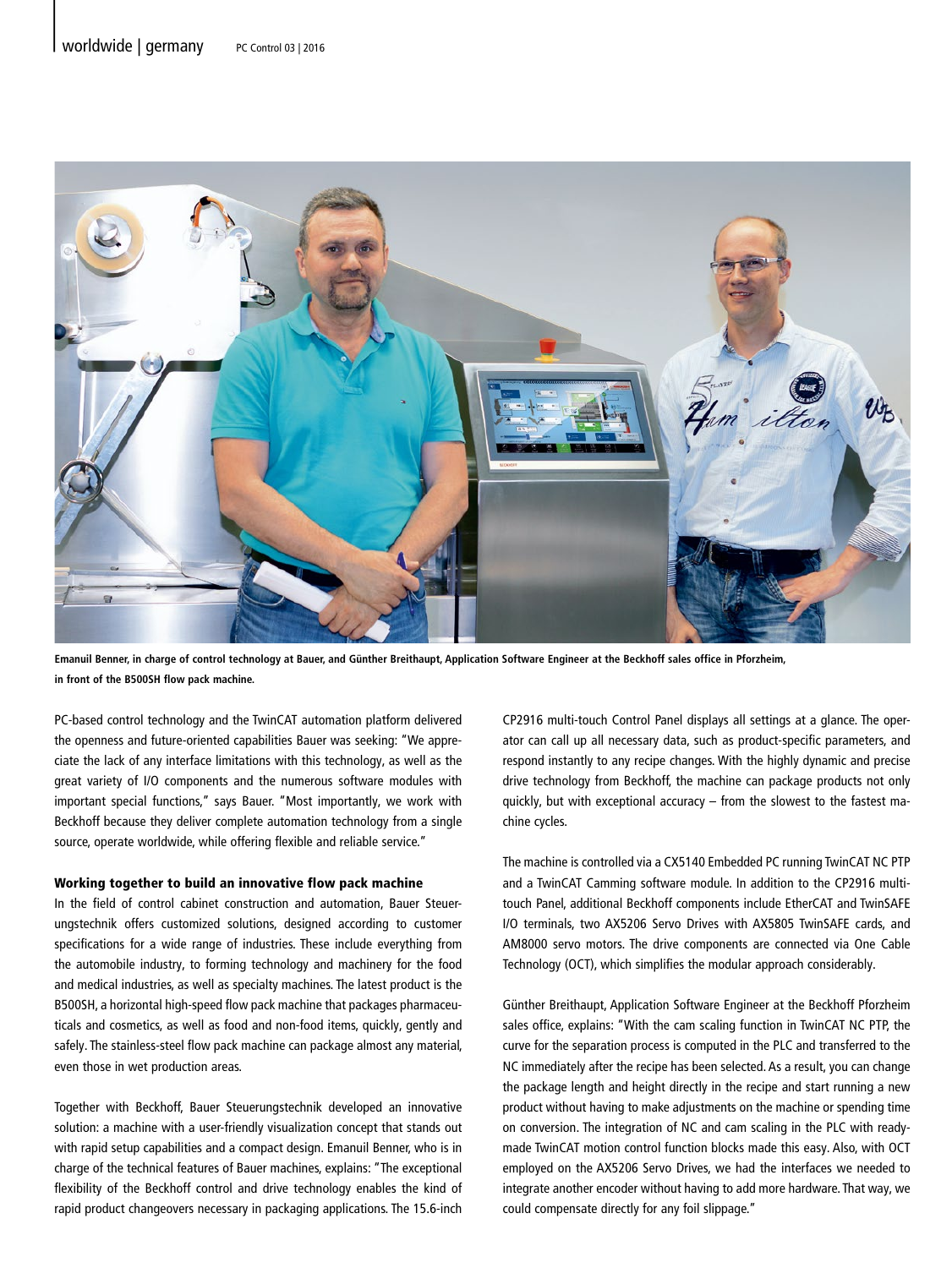Emanuil Benner, in charge of control technology at Bauer, and Günther Breithaupt, Application Software Engineer at the Beckhoff sales office in Pforzheim, in front of the B500SH flow pack machine.

PC-based control technology and the TwinCAT automation platform delivered the openness and future-oriented capabilities Bauer was seeking: "We appreciate the lack of any interface limitations with this technology, as well as the great variety of I/O components and the numerous software modules with important special functions," says Bauer. "Most importantly, we work with Beckhoff because they deliver complete automation technology from a single source, operate worldwide, while offering flexible and reliable service."

#### Working together to build an innovative flow pack machine

In the field of control cabinet construction and automation, Bauer Steuerungstechnik offers customized solutions, designed according to customer specifications for a wide range of industries. These include everything from the automobile industry, to forming technology and machinery for the food and medical industries, as well as specialty machines. The latest product is the B500SH, a horizontal high-speed flow pack machine that packages pharmaceuticals and cosmetics, as well as food and non-food items, quickly, gently and safely. The stainless-steel flow pack machine can package almost any material, even those in wet production areas.

Together with Beckhoff, Bauer Steuerungstechnik developed an innovative solution: a machine with a user-friendly visualization concept that stands out with rapid setup capabilities and a compact design. Emanuil Benner, who is in charge of the technical features of Bauer machines, explains: "The exceptional flexibility of the Beckhoff control and drive technology enables the kind of rapid product changeovers necessary in packaging applications. The 15.6-inch CP2916 multi-touch Control Panel displays all settings at a glance. The operator can call up all necessary data, such as product-specific parameters, and respond instantly to any recipe changes. With the highly dynamic and precise drive technology from Beckhoff, the machine can package products not only quickly, but with exceptional accuracy – from the slowest to the fastest machine cycles.

The machine is controlled via a CX5140 Embedded PC running TwinCAT NC PTP and a TwinCAT Camming software module. In addition to the CP2916 multi-touch Panel, additional Beckhoff components include EtherCAT and TwinSAFE I/O terminals, two AX5206 Servo Drives with AX5805 TwinSAFE cards, and AM8000 servo motors. The drive components are connected via One Cable Technology (OCT), which simplifies the modular approach considerably.

Günther Breithaupt, Application Software Engineer at the Beckhoff Pforzheim sales office, explains: "With the cam scaling function in TwinCAT NC PTP, the curve for the separation process is computed in the PLC and transferred to the NC immediately after the recipe has been selected. As a result, you can change the package length and height directly in the recipe and start running a new product without having to make adjustments on the machine or spending time on conversion. The integration of NC and cam scaling in the PLC with ready-made TwinCAT motion control function blocks made this easy. Also, with OCT employed on the AX5206 Servo Drives, we had the interfaces we needed to integrate another encoder without having to add more hardware. That way, we could compensate directly for any foil slippage."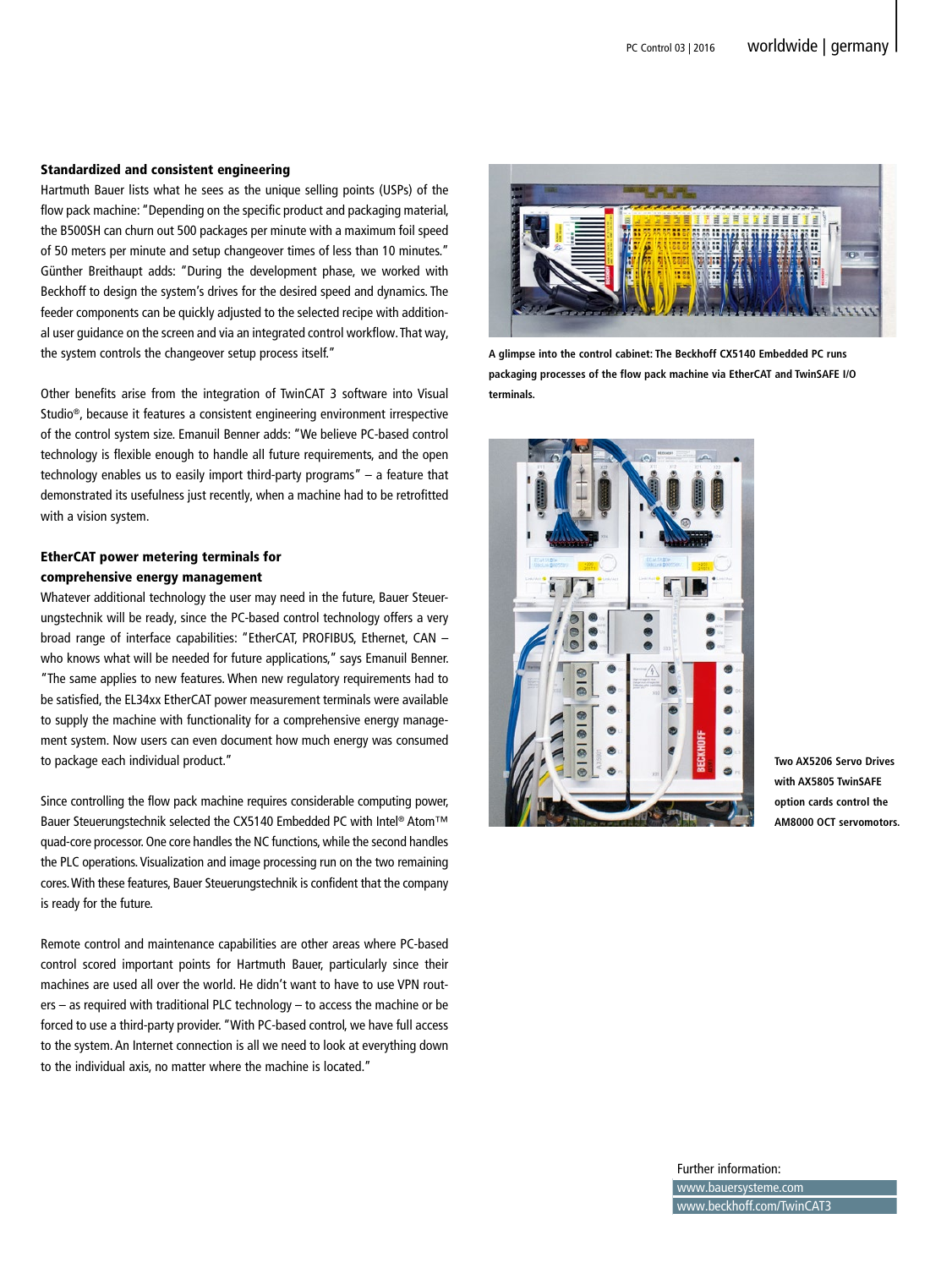### Standardized and consistent engineering

Hartmuth Bauer lists what he sees as the unique selling points (USPs) of the flow pack machine: "Depending on the specific product and packaging material, the B500SH can churn out 500 packages per minute with a maximum foil speed of 50 meters per minute and setup changeover times of less than 10 minutes." Günther Breithaupt adds: "During the development phase, we worked with Beckhoff to design the system's drives for the desired speed and dynamics. The feeder components can be quickly adjusted to the selected recipe with additional user guidance on the screen and via an integrated control workflow. That way, the system controls the changeover setup process itself."

Other benefits arise from the integration of TwinCAT 3 software into Visual Studio®, because it features a consistent engineering environment irrespective of the control system size. Emanuil Benner adds: "We believe PC-based control technology is flexible enough to handle all future requirements, and the open technology enables us to easily import third-party programs" – a feature that demonstrated its usefulness just recently, when a machine had to be retrofitted with a vision system.

### EtherCAT power metering terminals for comprehensive energy management

Whatever additional technology the user may need in the future, Bauer Steuerungstechnik will be ready, since the PC-based control technology offers a very broad range of interface capabilities: "EtherCAT, PROFIBUS, Ethernet, CAN – who knows what will be needed for future applications," says Emanuil Benner. "The same applies to new features. When new regulatory requirements had to be satisfied, the EL34xx EtherCAT power measurement terminals were available to supply the machine with functionality for a comprehensive energy management system. Now users can even document how much energy was consumed to package each individual product."

Since controlling the flow pack machine requires considerable computing power, Bauer Steuerungstechnik selected the CX5140 Embedded PC with Intel® Atom™ quad-core processor. One core handles the NC functions, while the second handles the PLC operations. Visualization and image processing run on the two remaining cores. With these features, Bauer Steuerungstechnik is confident that the company is ready for the future.

Remote control and maintenance capabilities are other areas where PC-based control scored important points for Hartmuth Bauer, particularly since their machines are used all over the world. He didn't want to have to use VPN routers – as required with traditional PLC technology – to access the machine or be forced to use a third-party provider. "With PC-based control, we have full access to the system. An Internet connection is all we need to look at everything down to the individual axis, no matter where the machine is located."

**A glimpse into the control cabinet: The Beckhoff CX5140 Embedded PC runs packaging processes of the flow pack machine via EtherCAT and TwinSAFE I/O terminals.**

**Two AX5206 Servo Drives with AX5805 TwinSAFE option cards control the AM8000 OCT servomotors.**

Further information:
www.bauersysteme.com
www.beckhoff.com/TwinCAT3